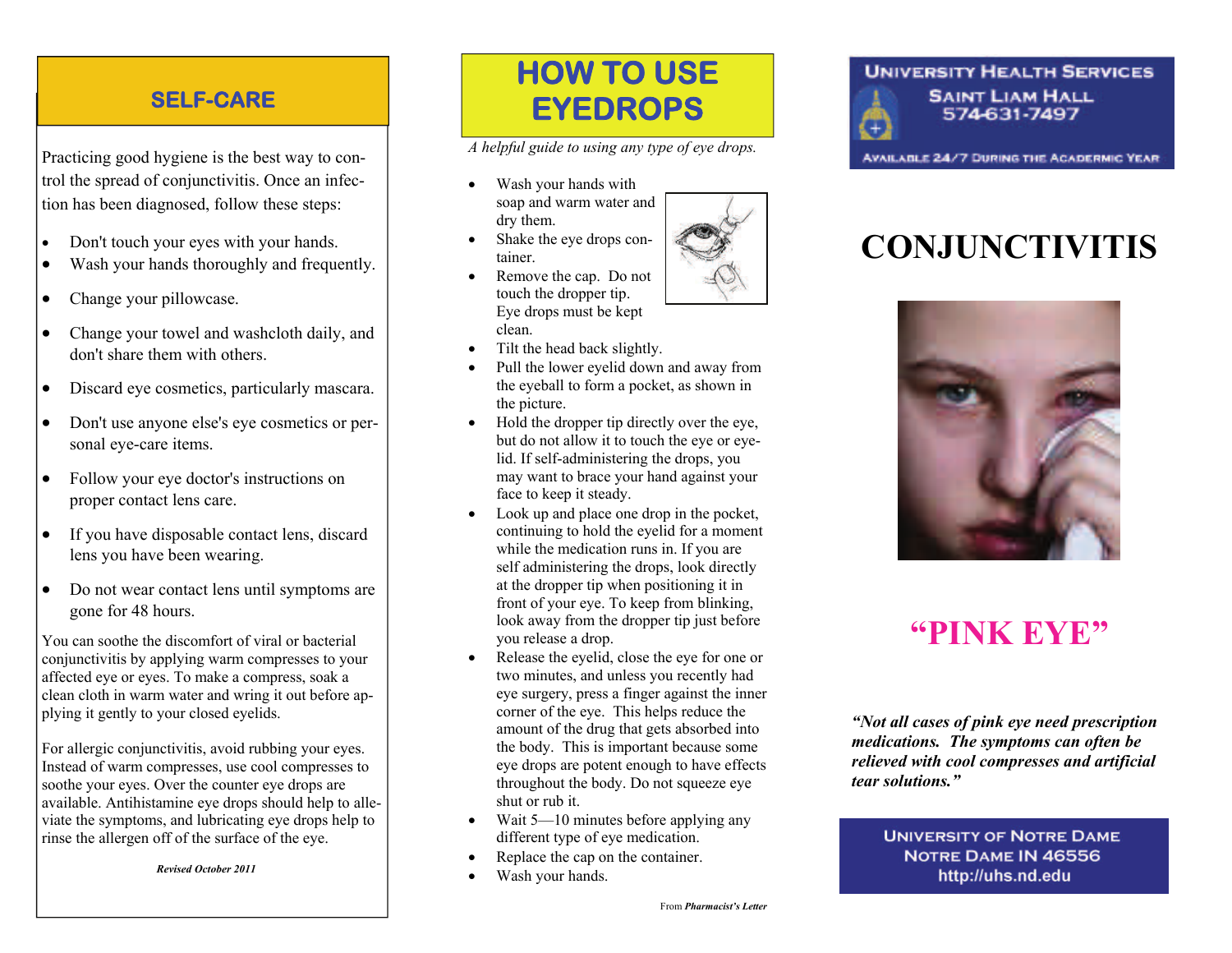## SELF-CARE

Practicing good hygiene is the best way to control the spread of conjunctivitis. Once an infection has been diagnosed, follow these steps:

- Don't touch your eyes with your hands.
- Wash your hands thoroughly and frequently.
- Change your pillowcase.
- Change your towel and washcloth daily, and don't share them with others.
- Discard eye cosmetics, particularly mascara.
- Don't use anyone else's eye cosmetics or personal eye-care items.
- Follow your eye doctor's instructions on proper contact lens care.
- If you have disposable contact lens, discard lens you have been wearing.
- Do not wear contact lens until symptoms are gone for 48 hours.

You can soothe the discomfort of viral or bacterial conjunctivitis by applying warm compresses to your affected eye or eyes. To make a compress, soak a clean cloth in warm water and wring it out before applying it gently to your closed eyelids.

For allergic conjunctivitis, avoid rubbing your eyes. Instead of warm compresses, use cool compresses to soothe your eyes. Over the counter eye drops are available. Antihistamine eye drops should help to alleviate the symptoms, and lubricating eye drops help to rinse the allergen off of the surface of the eye.

***Revised October 2011***

## HOW TO USE EYEDROPS

*A helpful guide to using any type of eye drops.*

- Wash your hands with soap and warm water and dry them.
- Shake the eye drops container.
- Remove the cap. Do not touch the dropper tip. Eye drops must be kept clean.
- Tilt the head back slightly.
- Pull the lower eyelid down and away from the eyeball to form a pocket, as shown in the picture.
- Hold the dropper tip directly over the eye, but do not allow it to touch the eye or eyelid. If self-administering the drops, you may want to brace your hand against your face to keep it steady.
- Look up and place one drop in the pocket, continuing to hold the eyelid for a moment while the medication runs in. If you are self administering the drops, look directly at the dropper tip when positioning it in front of your eye. To keep from blinking, look away from the dropper tip just before you release a drop.
- Release the eyelid, close the eye for one or two minutes, and unless you recently had eye surgery, press a finger against the inner corner of the eye. This helps reduce the amount of the drug that gets absorbed into the body. This is important because some eye drops are potent enough to have effects throughout the body. Do not squeeze eye shut or rub it.
- Wait 5—10 minutes before applying any different type of eye medication.
- Replace the cap on the container.
- Wash your hands.

From ***Pharmacist's Letter***

**UNIVERSITY HEALTH SERVICES**
**SAINT LIAM HALL**
**574-631-7497**
**AVAILABLE 24/7 DURING THE ACADEMIC YEAR**

# CONJUNCTIVITIS

## "PINK EYE"

***"Not all cases of pink eye need prescription medications. The symptoms can often be relieved with cool compresses and artificial tear solutions."***

**UNIVERSITY OF NOTRE DAME**
**NOTRE DAME IN 46556**
**http://uhs.nd.edu**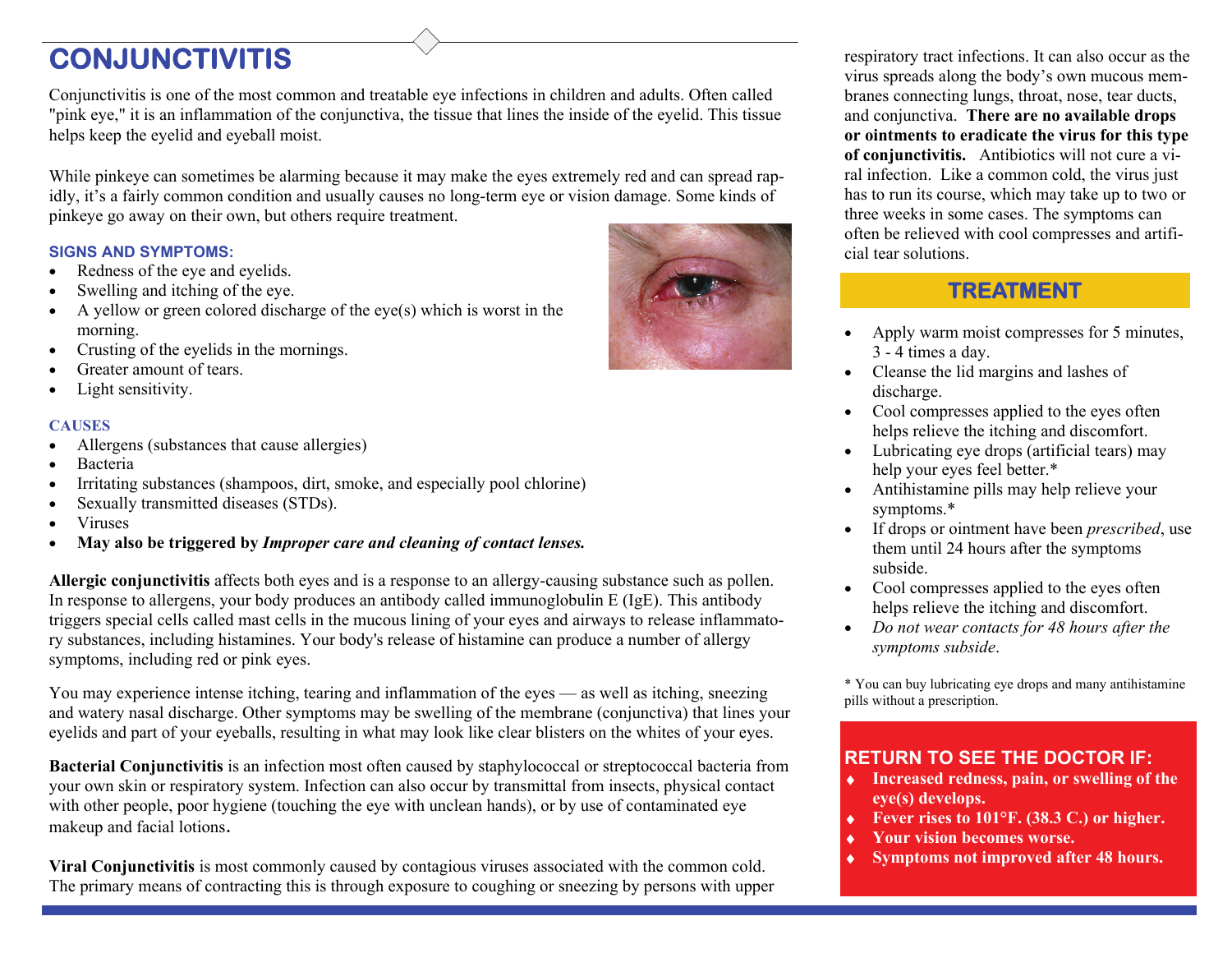# CONJUNCTIVITIS

Conjunctivitis is one of the most common and treatable eye infections in children and adults. Often called "pink eye," it is an inflammation of the conjunctiva, the tissue that lines the inside of the eyelid. This tissue helps keep the eyelid and eyeball moist.

While pinkeye can sometimes be alarming because it may make the eyes extremely red and can spread rapidly, it's a fairly common condition and usually causes no long-term eye or vision damage. Some kinds of pinkeye go away on their own, but others require treatment.

### SIGNS AND SYMPTOMS:

- Redness of the eye and eyelids.
- Swelling and itching of the eye.
- A yellow or green colored discharge of the eye(s) which is worst in the morning.
- Crusting of the eyelids in the mornings.
- Greater amount of tears.
- Light sensitivity.

### CAUSES

- Allergens (substances that cause allergies)
- Bacteria
- Irritating substances (shampoos, dirt, smoke, and especially pool chlorine)
- Sexually transmitted diseases (STDs).
- Viruses
- **May also be triggered by *Improper care and cleaning of contact lenses.***

**Allergic conjunctivitis** affects both eyes and is a response to an allergy-causing substance such as pollen. In response to allergens, your body produces an antibody called immunoglobulin E (IgE). This antibody triggers special cells called mast cells in the mucous lining of your eyes and airways to release inflammatory substances, including histamines. Your body's release of histamine can produce a number of allergy symptoms, including red or pink eyes.

You may experience intense itching, tearing and inflammation of the eyes — as well as itching, sneezing and watery nasal discharge. Other symptoms may be swelling of the membrane (conjunctiva) that lines your eyelids and part of your eyeballs, resulting in what may look like clear blisters on the whites of your eyes.

**Bacterial Conjunctivitis** is an infection most often caused by staphylococcal or streptococcal bacteria from your own skin or respiratory system. Infection can also occur by transmittal from insects, physical contact with other people, poor hygiene (touching the eye with unclean hands), or by use of contaminated eye makeup and facial lotions.

**Viral Conjunctivitis** is most commonly caused by contagious viruses associated with the common cold. The primary means of contracting this is through exposure to coughing or sneezing by persons with upper respiratory tract infections. It can also occur as the virus spreads along the body's own mucous membranes connecting lungs, throat, nose, tear ducts, and conjunctiva. **There are no available drops or ointments to eradicate the virus for this type of conjunctivitis.** Antibiotics will not cure a viral infection. Like a common cold, the virus just has to run its course, which may take up to two or three weeks in some cases. The symptoms can often be relieved with cool compresses and artificial tear solutions.

## TREATMENT

- Apply warm moist compresses for 5 minutes, 3 - 4 times a day.
- Cleanse the lid margins and lashes of discharge.
- Cool compresses applied to the eyes often helps relieve the itching and discomfort.
- Lubricating eye drops (artificial tears) may help your eyes feel better.*
- Antihistamine pills may help relieve your symptoms.*
- If drops or ointment have been *prescribed*, use them until 24 hours after the symptoms subside.
- Cool compresses applied to the eyes often helps relieve the itching and discomfort.
- *Do not wear contacts for 48 hours after the symptoms subside*.

* You can buy lubricating eye drops and many antihistamine pills without a prescription.

## RETURN TO SEE THE DOCTOR IF:

- **Increased redness, pain, or swelling of the eye(s) develops.**
- **Fever rises to 101°F. (38.3 C.) or higher.**
- **Your vision becomes worse.**
- **Symptoms not improved after 48 hours.**